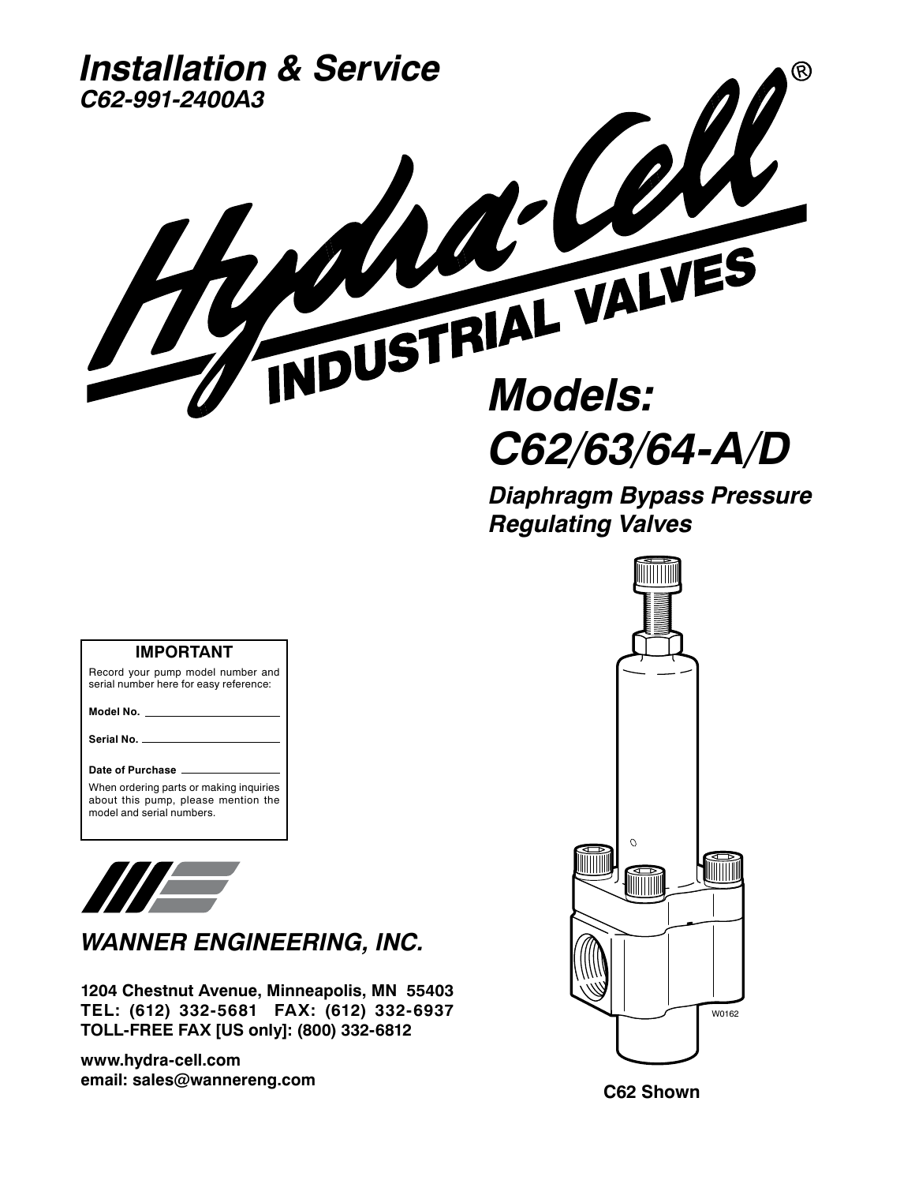# Installation & Service

*C62-991-2400A3*

# Hydra-Cell® INDUSTRIAL VALVES

## *Models: C62/63/64-A/D*

### *Diaphragm Bypass Pressure Regulating Valves*

**IMPORTANT**

Record your pump model number and serial number here for easy reference:

**Model No.** ______________________

**Serial No.** ______________________

**Date of Purchase** ______________________

When ordering parts or making inquiries about this pump, please mention the model and serial numbers.

***WANNER ENGINEERING, INC.***

**1204 Chestnut Avenue, Minneapolis, MN 55403**
**TEL: (612) 332-5681 FAX: (612) 332-6937**
**TOLL-FREE FAX [US only]: (800) 332-6812**

**www.hydra-cell.com**
**email: sales@wannereng.com**

W0162

**C62 Shown**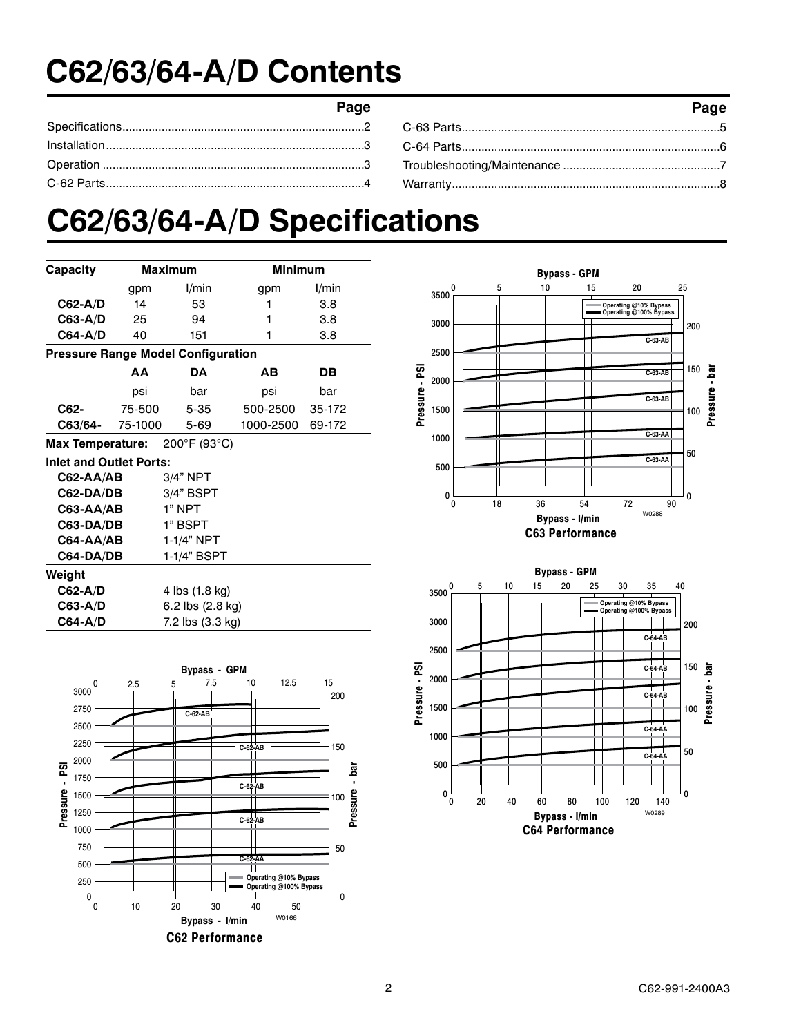# C62/63/64-A/D Contents

| | Page | | Page |
|---|---|---|---|
| Specifications | 2 | C-63 Parts | 5 |
| Installation | 3 | C-64 Parts | 6 |
| Operation | 3 | Troubleshooting/Maintenance | 7 |
| C-62 Parts | 4 | Warranty | 8 |

# C62/63/64-A/D Specifications

| Capacity | Maximum | | Minimum | |
|---|---|---|---|---|
| | gpm | l/min | gpm | l/min |
| **C62-A/D** | 14 | 53 | 1 | 3.8 |
| **C63-A/D** | 25 | 94 | 1 | 3.8 |
| **C64-A/D** | 40 | 151 | 1 | 3.8 |

**Pressure Range Model Configuration**

| | AA | DA | AB | DB |
|---|---|---|---|---|
| | psi | bar | psi | bar |
| **C62-** | 75-500 | 5-35 | 500-2500 | 35-172 |
| **C63/64-** | 75-1000 | 5-69 | 1000-2500 | 69-172 |

**Max Temperature:** 200°F (93°C)

**Inlet and Outlet Ports:**

| | |
|---|---|
| **C62-AA/AB** | 3/4" NPT |
| **C62-DA/DB** | 3/4" BSPT |
| **C63-AA/AB** | 1" NPT |
| **C63-DA/DB** | 1" BSPT |
| **C64-AA/AB** | 1-1/4" NPT |
| **C64-DA/DB** | 1-1/4" BSPT |

**Weight**

| | |
|---|---|
| **C62-A/D** | 4 lbs (1.8 kg) |
| **C63-A/D** | 6.2 lbs (2.8 kg) |
| **C64-A/D** | 7.2 lbs (3.3 kg) |

**C62 Performance**

**C63 Performance**

**C64 Performance**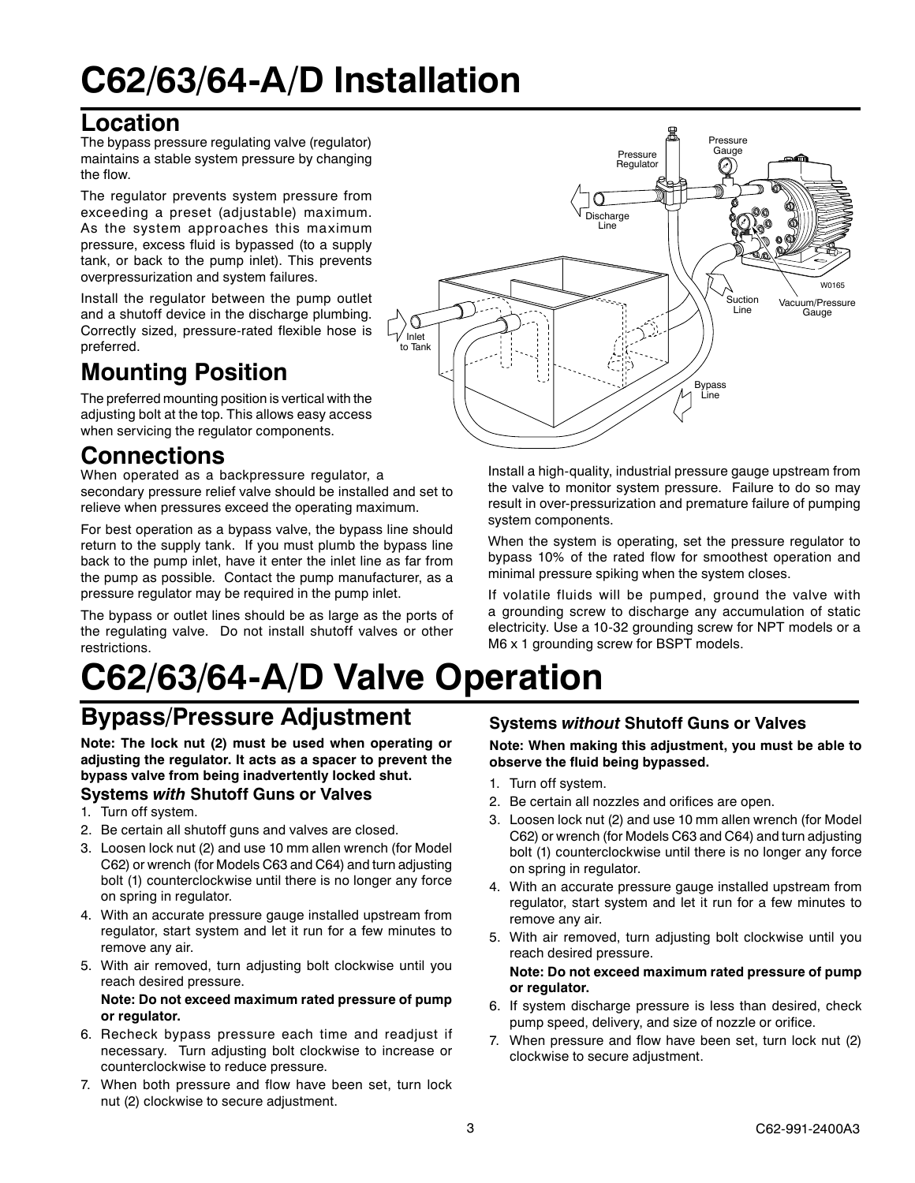# C62/63/64-A/D Installation

## Location

The bypass pressure regulating valve (regulator) maintains a stable system pressure by changing the flow.

The regulator prevents system pressure from exceeding a preset (adjustable) maximum. As the system approaches this maximum pressure, excess fluid is bypassed (to a supply tank, or back to the pump inlet). This prevents overpressurization and system failures.

Install the regulator between the pump outlet and a shutoff device in the discharge plumbing. Correctly sized, pressure-rated flexible hose is preferred.

## Mounting Position

The preferred mounting position is vertical with the adjusting bolt at the top. This allows easy access when servicing the regulator components.

## Connections

When operated as a backpressure regulator, a secondary pressure relief valve should be installed and set to relieve when pressures exceed the operating maximum.

For best operation as a bypass valve, the bypass line should return to the supply tank. If you must plumb the bypass line back to the pump inlet, have it enter the inlet line as far from the pump as possible. Contact the pump manufacturer, as a pressure regulator may be required in the pump inlet.

The bypass or outlet lines should be as large as the ports of the regulating valve. Do not install shutoff valves or other restrictions.

Install a high-quality, industrial pressure gauge upstream from the valve to monitor system pressure. Failure to do so may result in over-pressurization and premature failure of pumping system components.

When the system is operating, set the pressure regulator to bypass 10% of the rated flow for smoothest operation and minimal pressure spiking when the system closes.

If volatile fluids will be pumped, ground the valve with a grounding screw to discharge any accumulation of static electricity. Use a 10-32 grounding screw for NPT models or a M6 x 1 grounding screw for BSPT models.

# C62/63/64-A/D Valve Operation

## Bypass/Pressure Adjustment

**Note: The lock nut (2) must be used when operating or adjusting the regulator. It acts as a spacer to prevent the bypass valve from being inadvertently locked shut.**

### Systems *with* Shutoff Guns or Valves

1. Turn off system.
2. Be certain all shutoff guns and valves are closed.
3. Loosen lock nut (2) and use 10 mm allen wrench (for Model C62) or wrench (for Models C63 and C64) and turn adjusting bolt (1) counterclockwise until there is no longer any force on spring in regulator.
4. With an accurate pressure gauge installed upstream from regulator, start system and let it run for a few minutes to remove any air.
5. With air removed, turn adjusting bolt clockwise until you reach desired pressure.

   **Note: Do not exceed maximum rated pressure of pump or regulator.**
6. Recheck bypass pressure each time and readjust if necessary. Turn adjusting bolt clockwise to increase or counterclockwise to reduce pressure.
7. When both pressure and flow have been set, turn lock nut (2) clockwise to secure adjustment.

### Systems *without* Shutoff Guns or Valves

**Note: When making this adjustment, you must be able to observe the fluid being bypassed.**

1. Turn off system.
2. Be certain all nozzles and orifices are open.
3. Loosen lock nut (2) and use 10 mm allen wrench (for Model C62) or wrench (for Models C63 and C64) and turn adjusting bolt (1) counterclockwise until there is no longer any force on spring in regulator.
4. With an accurate pressure gauge installed upstream from regulator, start system and let it run for a few minutes to remove any air.
5. With air removed, turn adjusting bolt clockwise until you reach desired pressure.

   **Note: Do not exceed maximum rated pressure of pump or regulator.**
6. If system discharge pressure is less than desired, check pump speed, delivery, and size of nozzle or orifice.
7. When pressure and flow have been set, turn lock nut (2) clockwise to secure adjustment.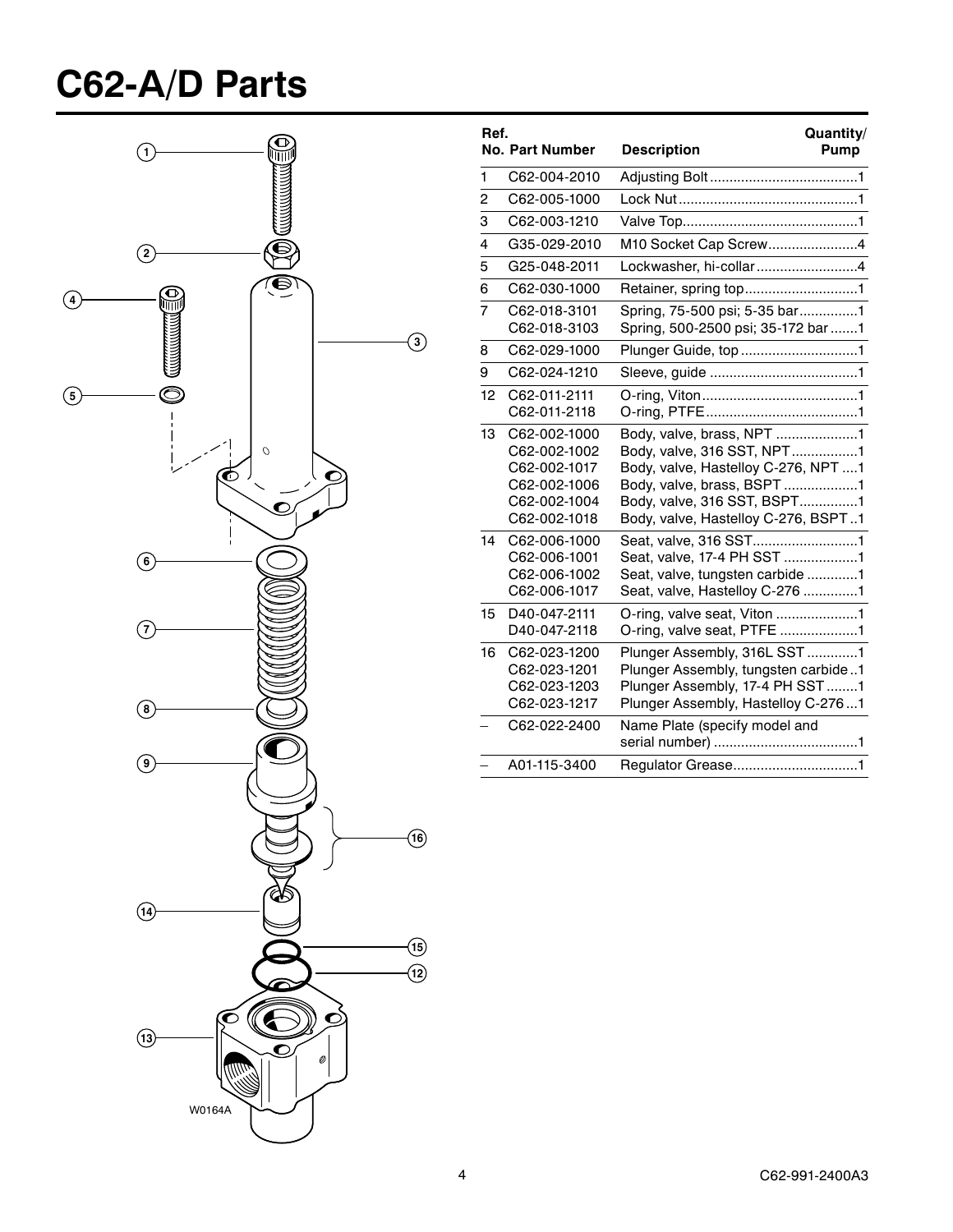# C62-A/D Parts

| Ref. No. | Part Number | Description | Quantity/ Pump |
|---|---|---|---|
| 1 | C62-004-2010 | Adjusting Bolt | 1 |
| 2 | C62-005-1000 | Lock Nut | 1 |
| 3 | C62-003-1210 | Valve Top | 1 |
| 4 | G35-029-2010 | M10 Socket Cap Screw | 4 |
| 5 | G25-048-2011 | Lockwasher, hi-collar | 4 |
| 6 | C62-030-1000 | Retainer, spring top | 1 |
| 7 | C62-018-3101 | Spring, 75-500 psi; 5-35 bar | 1 |
| | C62-018-3103 | Spring, 500-2500 psi; 35-172 bar | 1 |
| 8 | C62-029-1000 | Plunger Guide, top | 1 |
| 9 | C62-024-1210 | Sleeve, guide | 1 |
| 12 | C62-011-2111 | O-ring, Viton | 1 |
| | C62-011-2118 | O-ring, PTFE | 1 |
| 13 | C62-002-1000 | Body, valve, brass, NPT | 1 |
| | C62-002-1002 | Body, valve, 316 SST, NPT | 1 |
| | C62-002-1017 | Body, valve, Hastelloy C-276, NPT | 1 |
| | C62-002-1006 | Body, valve, brass, BSPT | 1 |
| | C62-002-1004 | Body, valve, 316 SST, BSPT | 1 |
| | C62-002-1018 | Body, valve, Hastelloy C-276, BSPT | 1 |
| 14 | C62-006-1000 | Seat, valve, 316 SST | 1 |
| | C62-006-1001 | Seat, valve, 17-4 PH SST | 1 |
| | C62-006-1002 | Seat, valve, tungsten carbide | 1 |
| | C62-006-1017 | Seat, valve, Hastelloy C-276 | 1 |
| 15 | D40-047-2111 | O-ring, valve seat, Viton | 1 |
| | D40-047-2118 | O-ring, valve seat, PTFE | 1 |
| 16 | C62-023-1200 | Plunger Assembly, 316L SST | 1 |
| | C62-023-1201 | Plunger Assembly, tungsten carbide | 1 |
| | C62-023-1203 | Plunger Assembly, 17-4 PH SST | 1 |
| | C62-023-1217 | Plunger Assembly, Hastelloy C-276 | 1 |
| – | C62-022-2400 | Name Plate (specify model and serial number) | 1 |
| – | A01-115-3400 | Regulator Grease | 1 |

W0164A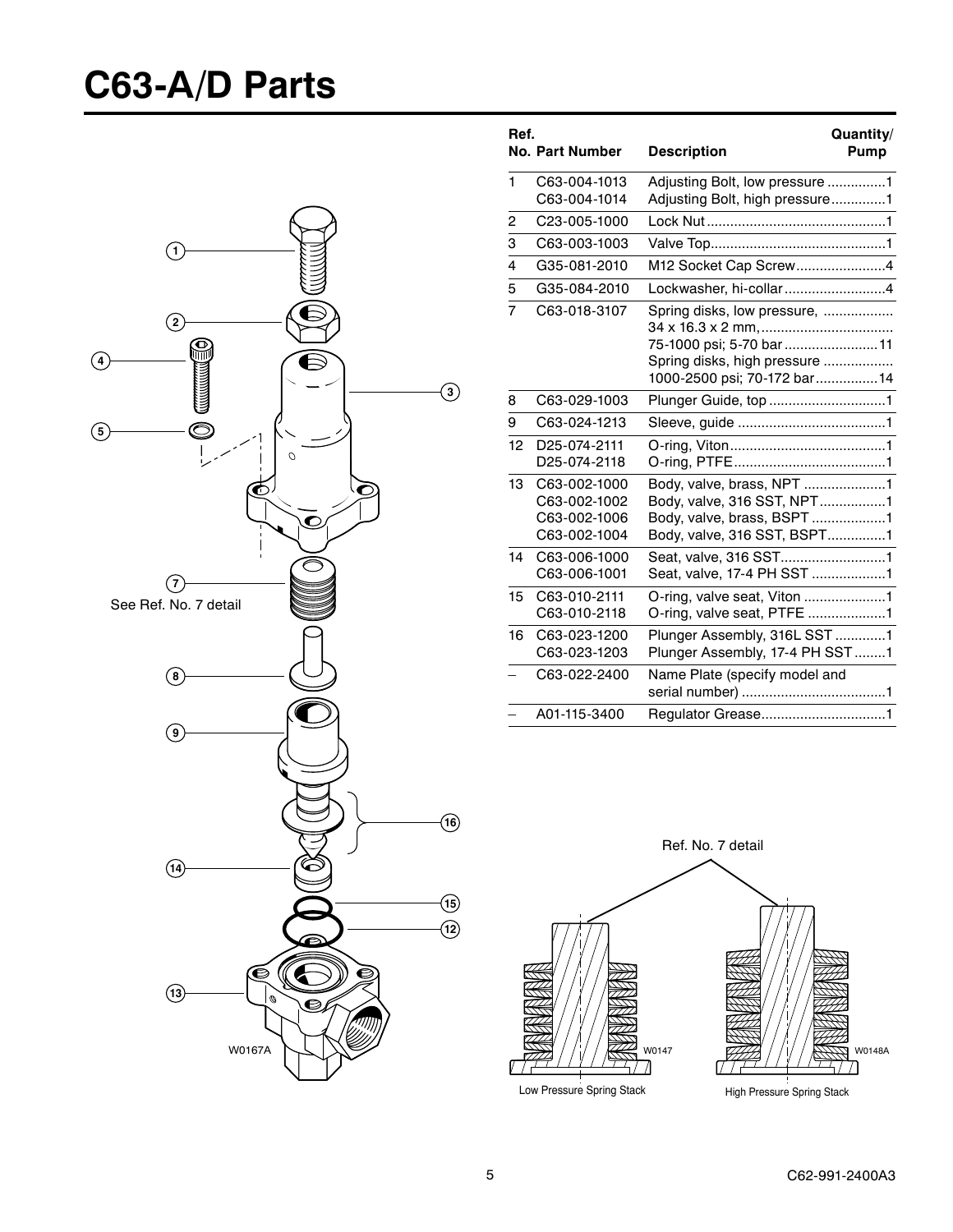# C63-A/D Parts

| Ref. No. | Part Number | Description | Quantity/ Pump |
|---|---|---|---|
| 1 | C63-004-1013 | Adjusting Bolt, low pressure | 1 |
| | C63-004-1014 | Adjusting Bolt, high pressure | 1 |
| 2 | C23-005-1000 | Lock Nut | 1 |
| 3 | C63-003-1003 | Valve Top | 1 |
| 4 | G35-081-2010 | M12 Socket Cap Screw | 4 |
| 5 | G35-084-2010 | Lockwasher, hi-collar | 4 |
| 7 | C63-018-3107 | Spring disks, low pressure, 34 x 16.3 x 2 mm, 75-1000 psi; 5-70 bar | 11 |
| | | Spring disks, high pressure 1000-2500 psi; 70-172 bar | 14 |
| 8 | C63-029-1003 | Plunger Guide, top | 1 |
| 9 | C63-024-1213 | Sleeve, guide | 1 |
| 12 | D25-074-2111 | O-ring, Viton | 1 |
| | D25-074-2118 | O-ring, PTFE | 1 |
| 13 | C63-002-1000 | Body, valve, brass, NPT | 1 |
| | C63-002-1002 | Body, valve, 316 SST, NPT | 1 |
| | C63-002-1006 | Body, valve, brass, BSPT | 1 |
| | C63-002-1004 | Body, valve, 316 SST, BSPT | 1 |
| 14 | C63-006-1000 | Seat, valve, 316 SST | 1 |
| | C63-006-1001 | Seat, valve, 17-4 PH SST | 1 |
| 15 | C63-010-2111 | O-ring, valve seat, Viton | 1 |
| | C63-010-2118 | O-ring, valve seat, PTFE | 1 |
| 16 | C63-023-1200 | Plunger Assembly, 316L SST | 1 |
| | C63-023-1203 | Plunger Assembly, 17-4 PH SST | 1 |
| – | C63-022-2400 | Name Plate (specify model and serial number) | 1 |
| – | A01-115-3400 | Regulator Grease | 1 |

1, 2, 3, 4, 5, 7 See Ref. No. 7 detail, 8, 9, 16, 14, 15, 12, 13

W0167A

Ref. No. 7 detail

W0147 Low Pressure Spring Stack

W0148A High Pressure Spring Stack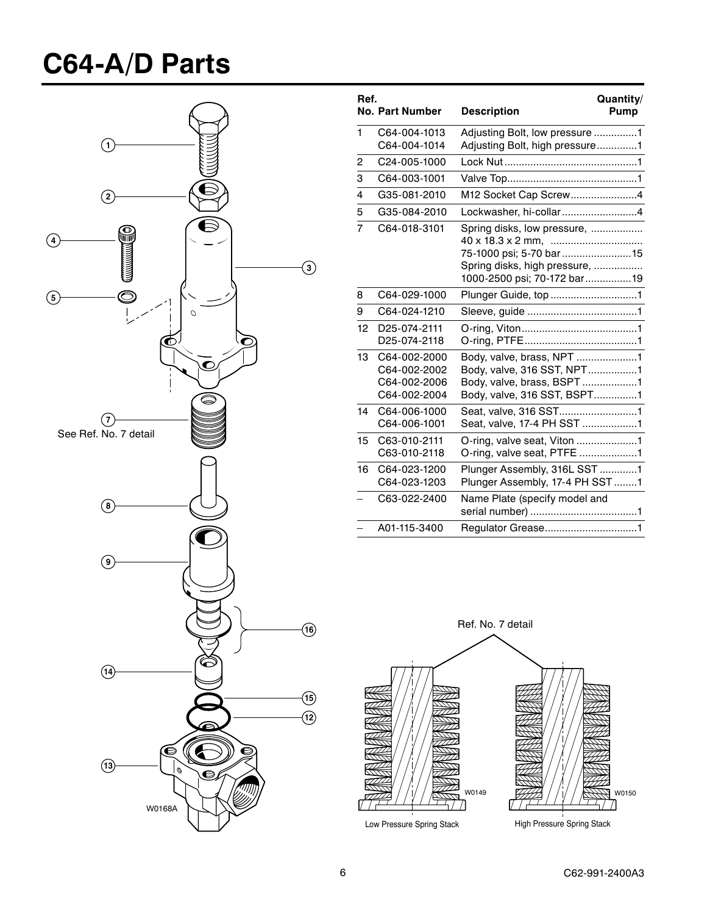# C64-A/D Parts

| Ref. No. | Part Number | Description | Quantity/ Pump |
|---|---|---|---|
| 1 | C64-004-1013 | Adjusting Bolt, low pressure | 1 |
| | C64-004-1014 | Adjusting Bolt, high pressure | 1 |
| 2 | C24-005-1000 | Lock Nut | 1 |
| 3 | C64-003-1001 | Valve Top | 1 |
| 4 | G35-081-2010 | M12 Socket Cap Screw | 4 |
| 5 | G35-084-2010 | Lockwasher, hi-collar | 4 |
| 7 | C64-018-3101 | Spring disks, low pressure, 40 x 18.3 x 2 mm, 75-1000 psi; 5-70 bar | 15 |
| | | Spring disks, high pressure, 1000-2500 psi; 70-172 bar | 19 |
| 8 | C64-029-1000 | Plunger Guide, top | 1 |
| 9 | C64-024-1210 | Sleeve, guide | 1 |
| 12 | D25-074-2111 | O-ring, Viton | 1 |
| | D25-074-2118 | O-ring, PTFE | 1 |
| 13 | C64-002-2000 | Body, valve, brass, NPT | 1 |
| | C64-002-2002 | Body, valve, 316 SST, NPT | 1 |
| | C64-002-2006 | Body, valve, brass, BSPT | 1 |
| | C64-002-2004 | Body, valve, 316 SST, BSPT | 1 |
| 14 | C64-006-1000 | Seat, valve, 316 SST | 1 |
| | C64-006-1001 | Seat, valve, 17-4 PH SST | 1 |
| 15 | C63-010-2111 | O-ring, valve seat, Viton | 1 |
| | C63-010-2118 | O-ring, valve seat, PTFE | 1 |
| 16 | C64-023-1200 | Plunger Assembly, 316L SST | 1 |
| | C64-023-1203 | Plunger Assembly, 17-4 PH SST | 1 |
| – | C63-022-2400 | Name Plate (specify model and serial number) | 1 |
| – | A01-115-3400 | Regulator Grease | 1 |

1, 2, 4, 5, 3, 7 (See Ref. No. 7 detail), 8, 9, 16, 14, 15, 12, 13

W0168A

Ref. No. 7 detail

W0149 Low Pressure Spring Stack

W0150 High Pressure Spring Stack

C62-991-2400A3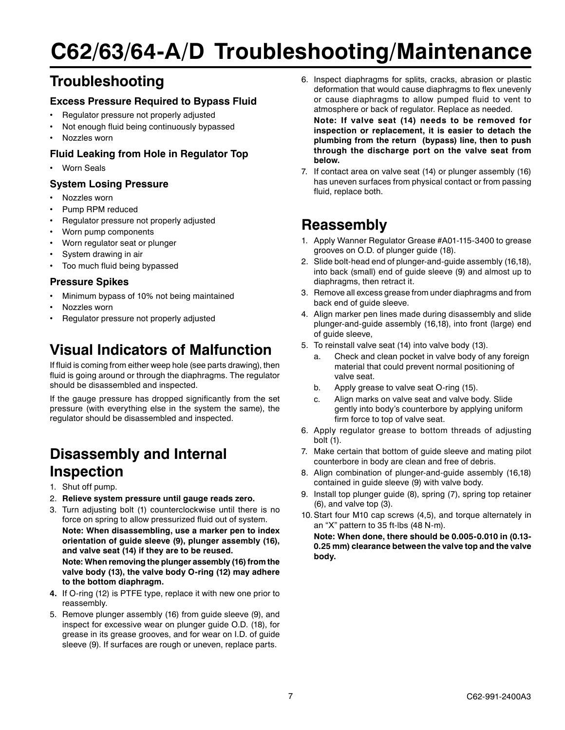# C62/63/64-A/D Troubleshooting/Maintenance

## Troubleshooting

### Excess Pressure Required to Bypass Fluid

- Regulator pressure not properly adjusted
- Not enough fluid being continuously bypassed
- Nozzles worn

### Fluid Leaking from Hole in Regulator Top

- Worn Seals

### System Losing Pressure

- Nozzles worn
- Pump RPM reduced
- Regulator pressure not properly adjusted
- Worn pump components
- Worn regulator seat or plunger
- System drawing in air
- Too much fluid being bypassed

### Pressure Spikes

- Minimum bypass of 10% not being maintained
- Nozzles worn
- Regulator pressure not properly adjusted

## Visual Indicators of Malfunction

If fluid is coming from either weep hole (see parts drawing), then fluid is going around or through the diaphragms. The regulator should be disassembled and inspected.

If the gauge pressure has dropped significantly from the set pressure (with everything else in the system the same), the regulator should be disassembled and inspected.

## Disassembly and Internal Inspection

1. Shut off pump.
2. **Relieve system pressure until gauge reads zero.**
3. Turn adjusting bolt (1) counterclockwise until there is no force on spring to allow pressurized fluid out of system.
   **Note: When disassembling, use a marker pen to index orientation of guide sleeve (9), plunger assembly (16), and valve seat (14) if they are to be reused.**
   **Note: When removing the plunger assembly (16) from the valve body (13), the valve body O-ring (12) may adhere to the bottom diaphragm.**
4. If O-ring (12) is PTFE type, replace it with new one prior to reassembly.
5. Remove plunger assembly (16) from guide sleeve (9), and inspect for excessive wear on plunger guide O.D. (18), for grease in its grease grooves, and for wear on I.D. of guide sleeve (9). If surfaces are rough or uneven, replace parts.
6. Inspect diaphragms for splits, cracks, abrasion or plastic deformation that would cause diaphragms to flex unevenly or cause diaphragms to allow pumped fluid to vent to atmosphere or back of regulator. Replace as needed.
   **Note: If valve seat (14) needs to be removed for inspection or replacement, it is easier to detach the plumbing from the return (bypass) line, then to push through the discharge port on the valve seat from below.**
7. If contact area on valve seat (14) or plunger assembly (16) has uneven surfaces from physical contact or from passing fluid, replace both.

## Reassembly

1. Apply Wanner Regulator Grease #A01-115-3400 to grease grooves on O.D. of plunger guide (18).
2. Slide bolt-head end of plunger-and-guide assembly (16,18), into back (small) end of guide sleeve (9) and almost up to diaphragms, then retract it.
3. Remove all excess grease from under diaphragms and from back end of guide sleeve.
4. Align marker pen lines made during disassembly and slide plunger-and-guide assembly (16,18), into front (large) end of guide sleeve,
5. To reinstall valve seat (14) into valve body (13).
   a. Check and clean pocket in valve body of any foreign material that could prevent normal positioning of valve seat.
   b. Apply grease to valve seat O-ring (15).
   c. Align marks on valve seat and valve body. Slide gently into body's counterbore by applying uniform firm force to top of valve seat.
6. Apply regulator grease to bottom threads of adjusting bolt (1).
7. Make certain that bottom of guide sleeve and mating pilot counterbore in body are clean and free of debris.
8. Align combination of plunger-and-guide assembly (16,18) contained in guide sleeve (9) with valve body.
9. Install top plunger guide (8), spring (7), spring top retainer (6), and valve top (3).
10. Start four M10 cap screws (4,5), and torque alternately in an "X" pattern to 35 ft-lbs (48 N-m).
    **Note: When done, there should be 0.005-0.010 in (0.13-0.25 mm) clearance between the valve top and the valve body.**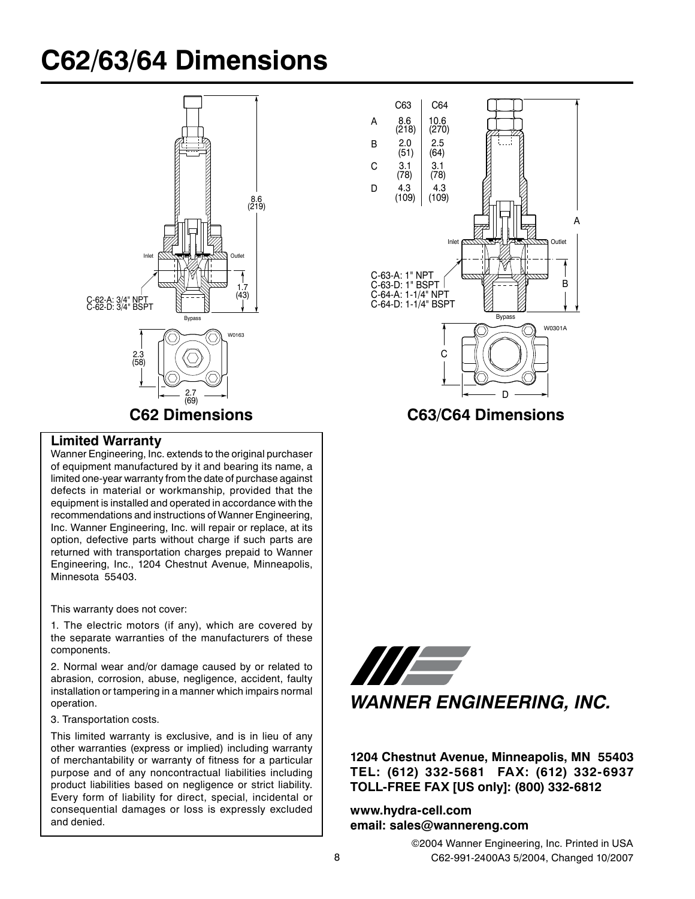# C62/63/64 Dimensions

8.6
(219)

Inlet

Outlet

1.7
(43)

C-62-A: 3/4" NPT
C-62-D: 3/4" BSPT

Bypass

W0163

2.3
(58)

2.7
(69)

## C62 Dimensions

| | C63 | C64 |
|---|---|---|
| A | 8.6 (218) | 10.6 (270) |
| B | 2.0 (51) | 2.5 (64) |
| C | 3.1 (78) | 3.1 (78) |
| D | 4.3 (109) | 4.3 (109) |

A

Inlet

Outlet

C-63-A: 1" NPT
C-63-D: 1" BSPT
C-64-A: 1-1/4" NPT
C-64-D: 1-1/4" BSPT

B

Bypass

W0301A

C

D

## C63/C64 Dimensions

### Limited Warranty

Wanner Engineering, Inc. extends to the original purchaser of equipment manufactured by it and bearing its name, a limited one-year warranty from the date of purchase against defects in material or workmanship, provided that the equipment is installed and operated in accordance with the recommendations and instructions of Wanner Engineering, Inc. Wanner Engineering, Inc. will repair or replace, at its option, defective parts without charge if such parts are returned with transportation charges prepaid to Wanner Engineering, Inc., 1204 Chestnut Avenue, Minneapolis, Minnesota 55403.

This warranty does not cover:

1. The electric motors (if any), which are covered by the separate warranties of the manufacturers of these components.

2. Normal wear and/or damage caused by or related to abrasion, corrosion, abuse, negligence, accident, faulty installation or tampering in a manner which impairs normal operation.

3. Transportation costs.

This limited warranty is exclusive, and is in lieu of any other warranties (express or implied) including warranty of merchantability or warranty of fitness for a particular purpose and of any noncontractual liabilities including product liabilities based on negligence or strict liability. Every form of liability for direct, special, incidental or consequential damages or loss is expressly excluded and denied.

***WANNER ENGINEERING, INC.***

**1204 Chestnut Avenue, Minneapolis, MN 55403**
**TEL: (612) 332-5681 FAX: (612) 332-6937**
**TOLL-FREE FAX [US only]: (800) 332-6812**

**www.hydra-cell.com**
**email: sales@wannereng.com**

©2004 Wanner Engineering, Inc. Printed in USA
C62-991-2400A3 5/2004, Changed 10/2007